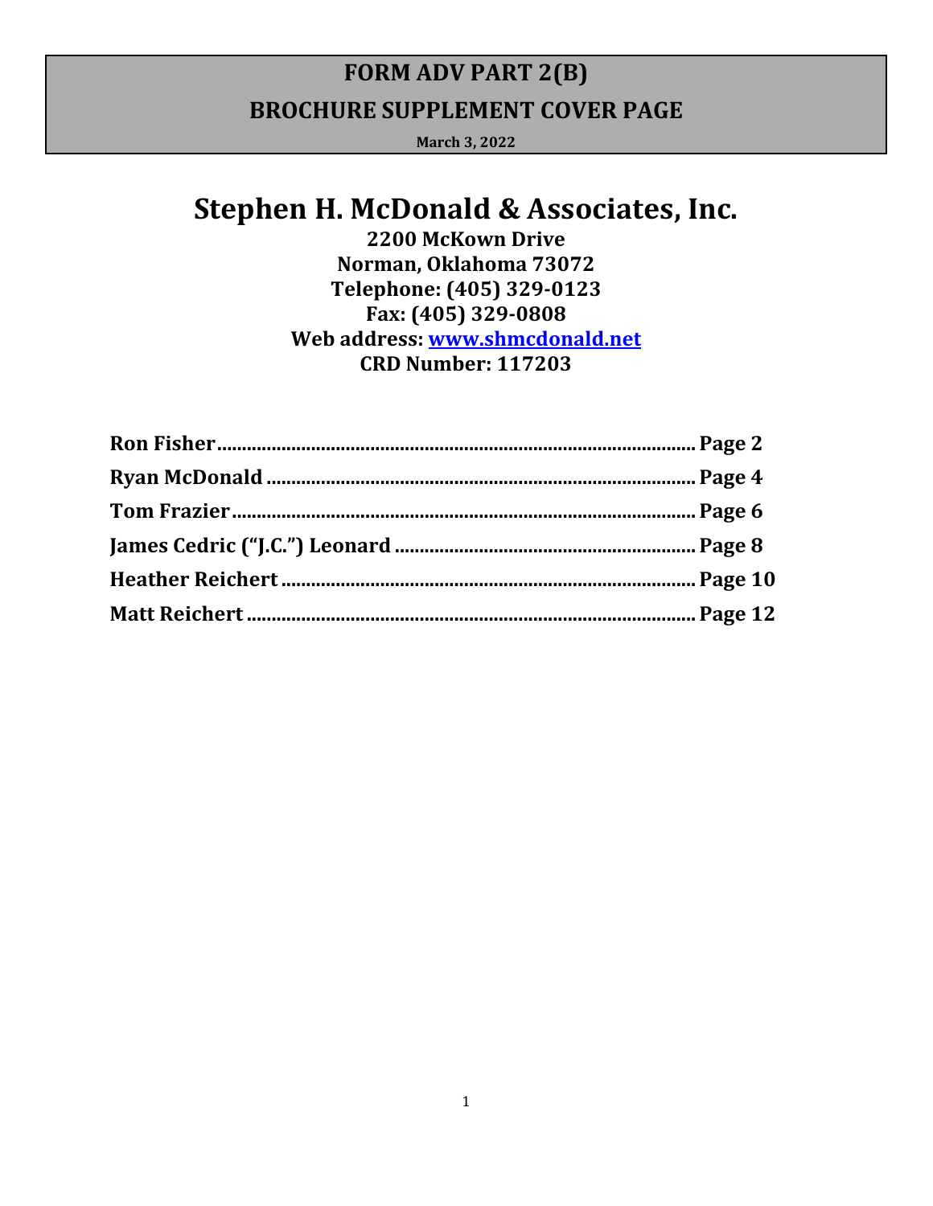# FORM ADV PART 2(B)

## BROCHURE SUPPLEMENT COVER PAGE

**March 3, 2022**

# Stephen H. McDonald & Associates, Inc.

**2200 McKown Drive**
**Norman, Oklahoma 73072**
**Telephone: (405) 329-0123**
**Fax: (405) 329-0808**
**Web address: [www.shmcdonald.net](http://www.shmcdonald.net)**
**CRD Number: 117203**

**Ron Fisher ........................................................................................ Page 2**
**Ryan McDonald ............................................................................... Page 4**
**Tom Frazier ...................................................................................... Page 6**
**James Cedric ("J.C.") Leonard ........................................................ Page 8**
**Heather Reichert ............................................................................. Page 10**
**Matt Reichert ................................................................................... Page 12**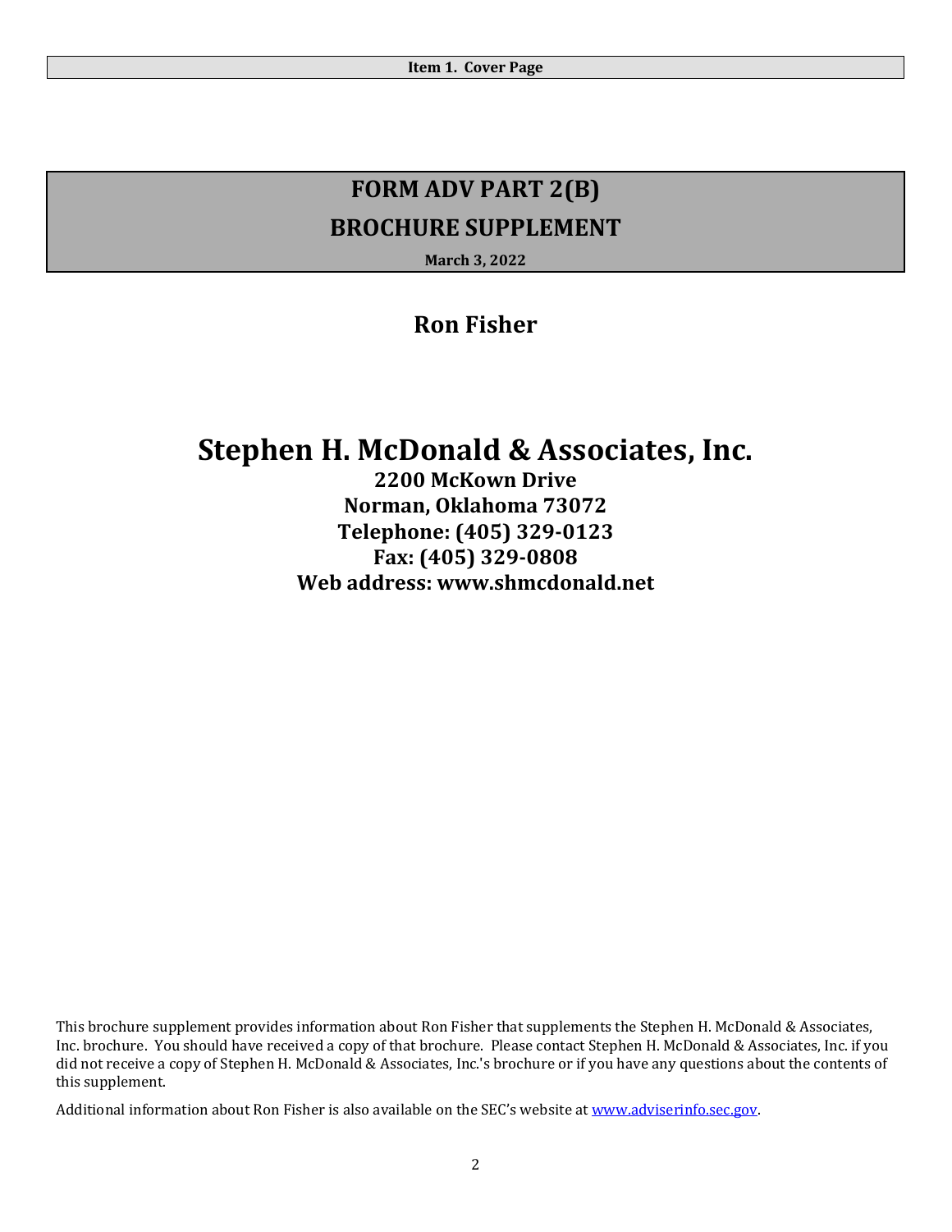**Item 1. Cover Page**

# FORM ADV PART 2(B)
# BROCHURE SUPPLEMENT

**March 3, 2022**

## Ron Fisher

# Stephen H. McDonald & Associates, Inc.

**2200 McKown Drive**
**Norman, Oklahoma 73072**
**Telephone: (405) 329-0123**
**Fax: (405) 329-0808**
**Web address: www.shmcdonald.net**

This brochure supplement provides information about Ron Fisher that supplements the Stephen H. McDonald & Associates, Inc. brochure. You should have received a copy of that brochure. Please contact Stephen H. McDonald & Associates, Inc. if you did not receive a copy of Stephen H. McDonald & Associates, Inc.'s brochure or if you have any questions about the contents of this supplement.

Additional information about Ron Fisher is also available on the SEC's website at [www.adviserinfo.sec.gov](http://www.adviserinfo.sec.gov).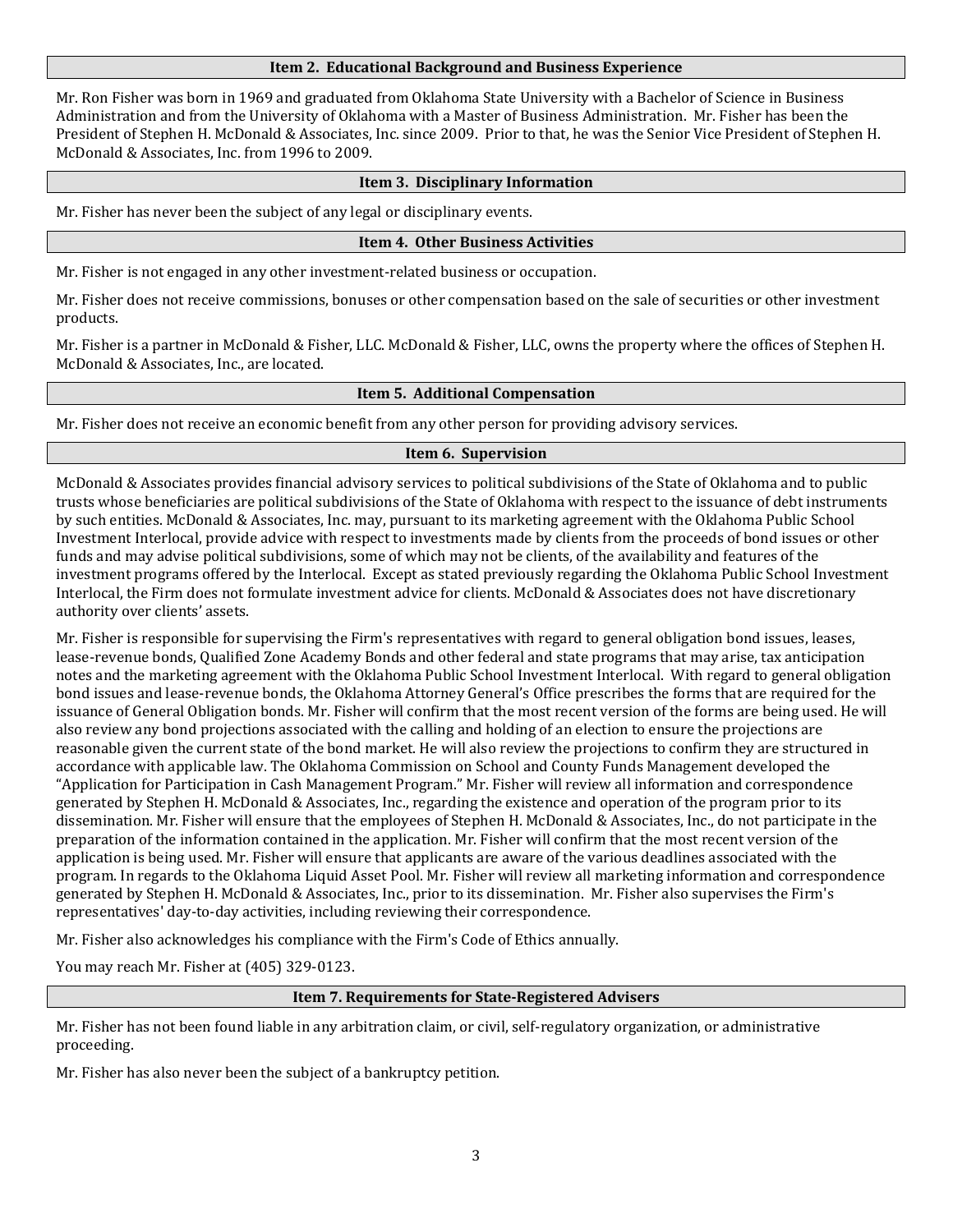## Item 2. Educational Background and Business Experience

Mr. Ron Fisher was born in 1969 and graduated from Oklahoma State University with a Bachelor of Science in Business Administration and from the University of Oklahoma with a Master of Business Administration. Mr. Fisher has been the President of Stephen H. McDonald & Associates, Inc. since 2009. Prior to that, he was the Senior Vice President of Stephen H. McDonald & Associates, Inc. from 1996 to 2009.

## Item 3. Disciplinary Information

Mr. Fisher has never been the subject of any legal or disciplinary events.

## Item 4. Other Business Activities

Mr. Fisher is not engaged in any other investment-related business or occupation.

Mr. Fisher does not receive commissions, bonuses or other compensation based on the sale of securities or other investment products.

Mr. Fisher is a partner in McDonald & Fisher, LLC. McDonald & Fisher, LLC, owns the property where the offices of Stephen H. McDonald & Associates, Inc., are located.

## Item 5. Additional Compensation

Mr. Fisher does not receive an economic benefit from any other person for providing advisory services.

## Item 6. Supervision

McDonald & Associates provides financial advisory services to political subdivisions of the State of Oklahoma and to public trusts whose beneficiaries are political subdivisions of the State of Oklahoma with respect to the issuance of debt instruments by such entities. McDonald & Associates, Inc. may, pursuant to its marketing agreement with the Oklahoma Public School Investment Interlocal, provide advice with respect to investments made by clients from the proceeds of bond issues or other funds and may advise political subdivisions, some of which may not be clients, of the availability and features of the investment programs offered by the Interlocal. Except as stated previously regarding the Oklahoma Public School Investment Interlocal, the Firm does not formulate investment advice for clients. McDonald & Associates does not have discretionary authority over clients' assets.

Mr. Fisher is responsible for supervising the Firm's representatives with regard to general obligation bond issues, leases, lease-revenue bonds, Qualified Zone Academy Bonds and other federal and state programs that may arise, tax anticipation notes and the marketing agreement with the Oklahoma Public School Investment Interlocal. With regard to general obligation bond issues and lease-revenue bonds, the Oklahoma Attorney General's Office prescribes the forms that are required for the issuance of General Obligation bonds. Mr. Fisher will confirm that the most recent version of the forms are being used. He will also review any bond projections associated with the calling and holding of an election to ensure the projections are reasonable given the current state of the bond market. He will also review the projections to confirm they are structured in accordance with applicable law. The Oklahoma Commission on School and County Funds Management developed the "Application for Participation in Cash Management Program." Mr. Fisher will review all information and correspondence generated by Stephen H. McDonald & Associates, Inc., regarding the existence and operation of the program prior to its dissemination. Mr. Fisher will ensure that the employees of Stephen H. McDonald & Associates, Inc., do not participate in the preparation of the information contained in the application. Mr. Fisher will confirm that the most recent version of the application is being used. Mr. Fisher will ensure that applicants are aware of the various deadlines associated with the program. In regards to the Oklahoma Liquid Asset Pool. Mr. Fisher will review all marketing information and correspondence generated by Stephen H. McDonald & Associates, Inc., prior to its dissemination. Mr. Fisher also supervises the Firm's representatives' day-to-day activities, including reviewing their correspondence.

Mr. Fisher also acknowledges his compliance with the Firm's Code of Ethics annually.

You may reach Mr. Fisher at (405) 329-0123.

## Item 7. Requirements for State-Registered Advisers

Mr. Fisher has not been found liable in any arbitration claim, or civil, self-regulatory organization, or administrative proceeding.

Mr. Fisher has also never been the subject of a bankruptcy petition.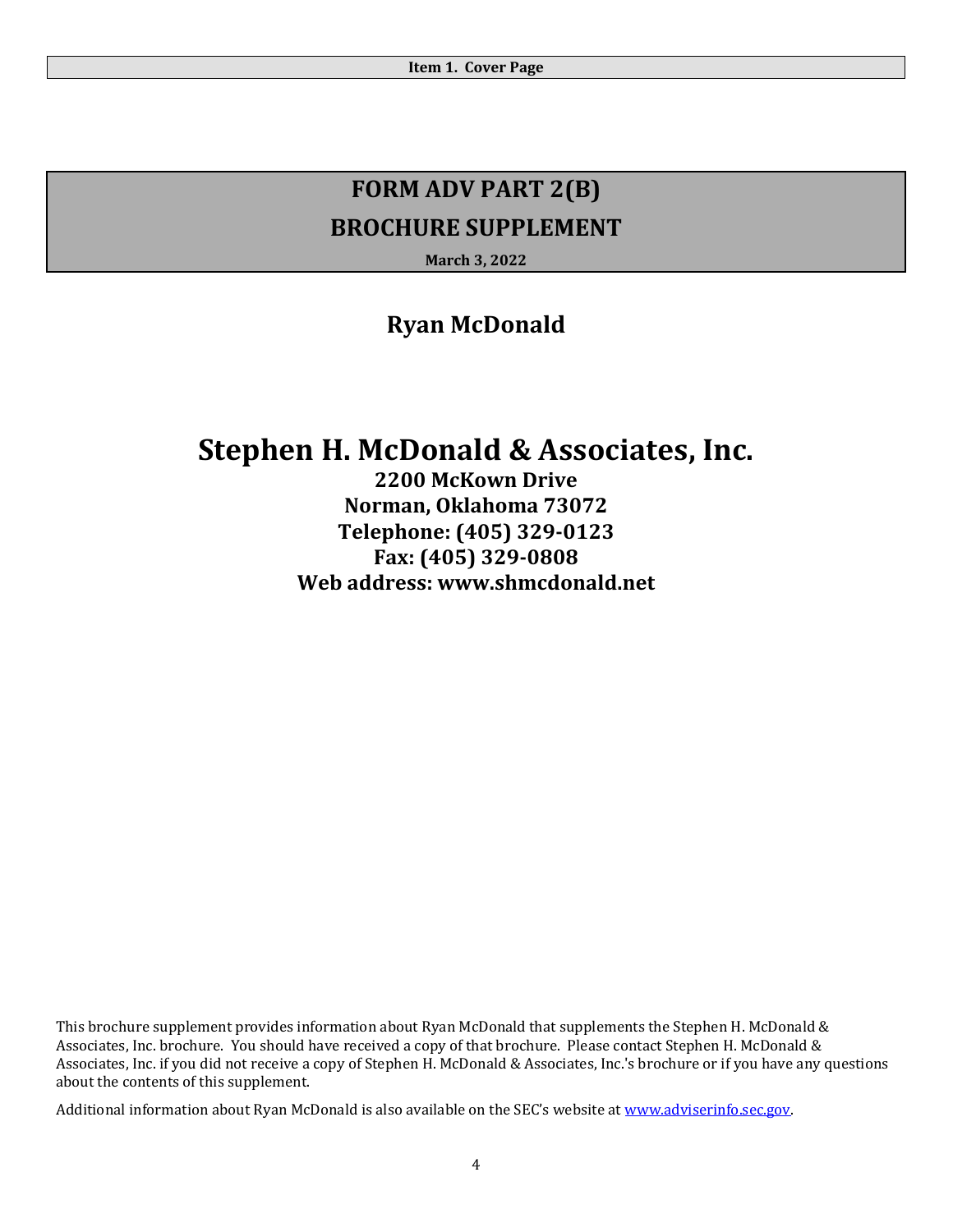**Item 1. Cover Page**

# FORM ADV PART 2(B)

# BROCHURE SUPPLEMENT

**March 3, 2022**

## Ryan McDonald

# Stephen H. McDonald & Associates, Inc.

**2200 McKown Drive**
**Norman, Oklahoma 73072**
**Telephone: (405) 329-0123**
**Fax: (405) 329-0808**
**Web address: www.shmcdonald.net**

This brochure supplement provides information about Ryan McDonald that supplements the Stephen H. McDonald & Associates, Inc. brochure. You should have received a copy of that brochure. Please contact Stephen H. McDonald & Associates, Inc. if you did not receive a copy of Stephen H. McDonald & Associates, Inc.'s brochure or if you have any questions about the contents of this supplement.

Additional information about Ryan McDonald is also available on the SEC's website at [www.adviserinfo.sec.gov](http://www.adviserinfo.sec.gov).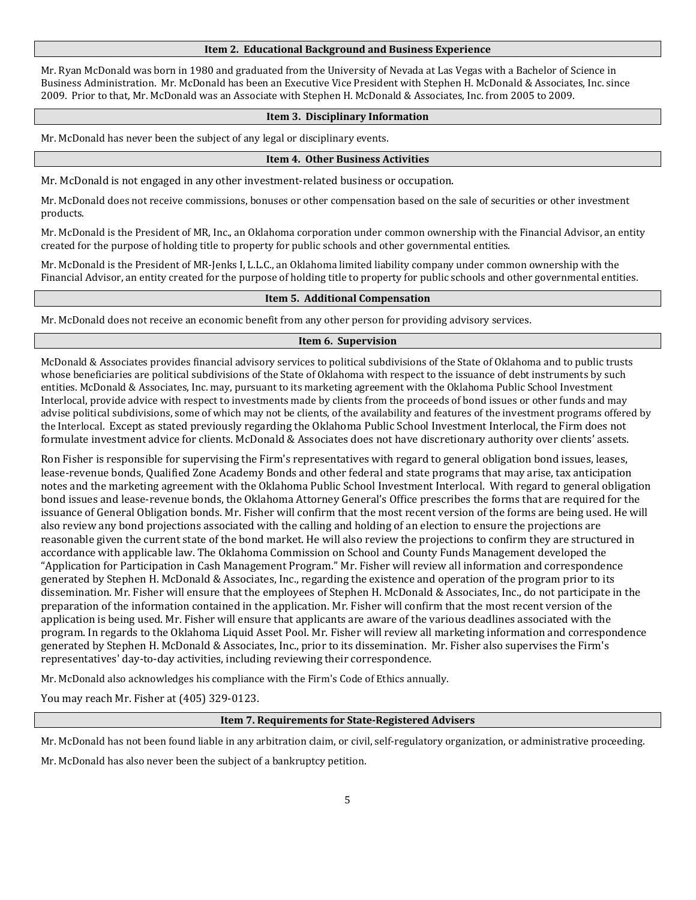## Item 2. Educational Background and Business Experience

Mr. Ryan McDonald was born in 1980 and graduated from the University of Nevada at Las Vegas with a Bachelor of Science in Business Administration. Mr. McDonald has been an Executive Vice President with Stephen H. McDonald & Associates, Inc. since 2009. Prior to that, Mr. McDonald was an Associate with Stephen H. McDonald & Associates, Inc. from 2005 to 2009.

## Item 3. Disciplinary Information

Mr. McDonald has never been the subject of any legal or disciplinary events.

## Item 4. Other Business Activities

Mr. McDonald is not engaged in any other investment-related business or occupation.

Mr. McDonald does not receive commissions, bonuses or other compensation based on the sale of securities or other investment products.

Mr. McDonald is the President of MR, Inc., an Oklahoma corporation under common ownership with the Financial Advisor, an entity created for the purpose of holding title to property for public schools and other governmental entities.

Mr. McDonald is the President of MR-Jenks I, L.L.C., an Oklahoma limited liability company under common ownership with the Financial Advisor, an entity created for the purpose of holding title to property for public schools and other governmental entities.

## Item 5. Additional Compensation

Mr. McDonald does not receive an economic benefit from any other person for providing advisory services.

## Item 6. Supervision

McDonald & Associates provides financial advisory services to political subdivisions of the State of Oklahoma and to public trusts whose beneficiaries are political subdivisions of the State of Oklahoma with respect to the issuance of debt instruments by such entities. McDonald & Associates, Inc. may, pursuant to its marketing agreement with the Oklahoma Public School Investment Interlocal, provide advice with respect to investments made by clients from the proceeds of bond issues or other funds and may advise political subdivisions, some of which may not be clients, of the availability and features of the investment programs offered by the Interlocal. Except as stated previously regarding the Oklahoma Public School Investment Interlocal, the Firm does not formulate investment advice for clients. McDonald & Associates does not have discretionary authority over clients' assets.

Ron Fisher is responsible for supervising the Firm's representatives with regard to general obligation bond issues, leases, lease-revenue bonds, Qualified Zone Academy Bonds and other federal and state programs that may arise, tax anticipation notes and the marketing agreement with the Oklahoma Public School Investment Interlocal. With regard to general obligation bond issues and lease-revenue bonds, the Oklahoma Attorney General's Office prescribes the forms that are required for the issuance of General Obligation bonds. Mr. Fisher will confirm that the most recent version of the forms are being used. He will also review any bond projections associated with the calling and holding of an election to ensure the projections are reasonable given the current state of the bond market. He will also review the projections to confirm they are structured in accordance with applicable law. The Oklahoma Commission on School and County Funds Management developed the "Application for Participation in Cash Management Program." Mr. Fisher will review all information and correspondence generated by Stephen H. McDonald & Associates, Inc., regarding the existence and operation of the program prior to its dissemination. Mr. Fisher will ensure that the employees of Stephen H. McDonald & Associates, Inc., do not participate in the preparation of the information contained in the application. Mr. Fisher will confirm that the most recent version of the application is being used. Mr. Fisher will ensure that applicants are aware of the various deadlines associated with the program. In regards to the Oklahoma Liquid Asset Pool. Mr. Fisher will review all marketing information and correspondence generated by Stephen H. McDonald & Associates, Inc., prior to its dissemination. Mr. Fisher also supervises the Firm's representatives' day-to-day activities, including reviewing their correspondence.

Mr. McDonald also acknowledges his compliance with the Firm's Code of Ethics annually.

You may reach Mr. Fisher at (405) 329-0123.

## Item 7. Requirements for State-Registered Advisers

Mr. McDonald has not been found liable in any arbitration claim, or civil, self-regulatory organization, or administrative proceeding.

Mr. McDonald has also never been the subject of a bankruptcy petition.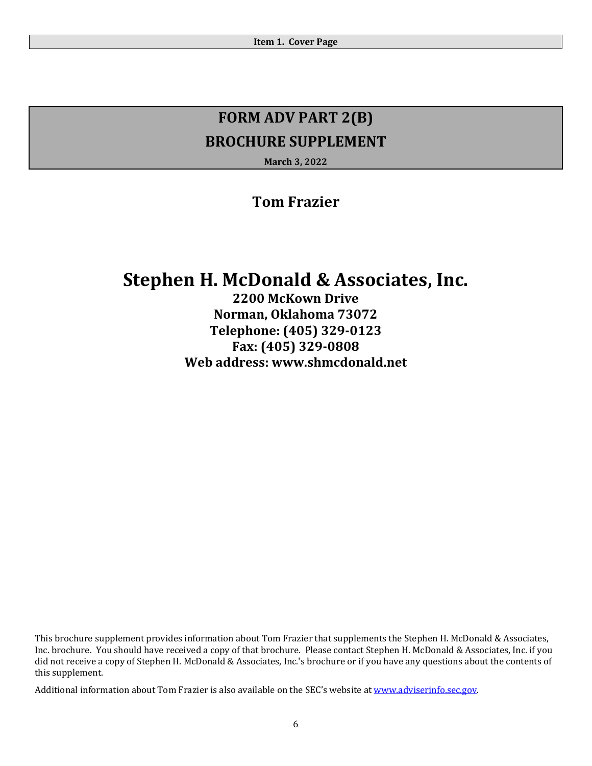**Item 1. Cover Page**

# FORM ADV PART 2(B)

## BROCHURE SUPPLEMENT

**March 3, 2022**

## Tom Frazier

# Stephen H. McDonald & Associates, Inc.

**2200 McKown Drive**
**Norman, Oklahoma 73072**
**Telephone: (405) 329-0123**
**Fax: (405) 329-0808**
**Web address: www.shmcdonald.net**

This brochure supplement provides information about Tom Frazier that supplements the Stephen H. McDonald & Associates, Inc. brochure. You should have received a copy of that brochure. Please contact Stephen H. McDonald & Associates, Inc. if you did not receive a copy of Stephen H. McDonald & Associates, Inc.'s brochure or if you have any questions about the contents of this supplement.

Additional information about Tom Frazier is also available on the SEC's website at www.adviserinfo.sec.gov.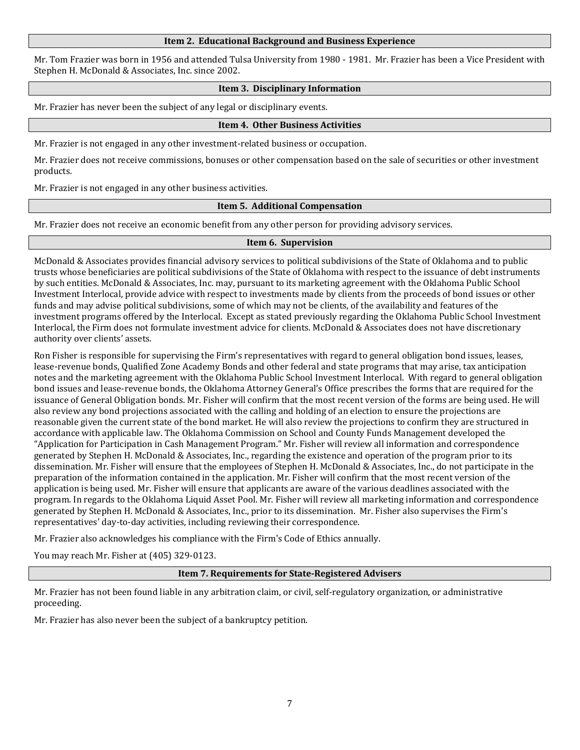## Item 2. Educational Background and Business Experience

Mr. Tom Frazier was born in 1956 and attended Tulsa University from 1980 - 1981. Mr. Frazier has been a Vice President with Stephen H. McDonald & Associates, Inc. since 2002.

## Item 3. Disciplinary Information

Mr. Frazier has never been the subject of any legal or disciplinary events.

## Item 4. Other Business Activities

Mr. Frazier is not engaged in any other investment-related business or occupation.

Mr. Frazier does not receive commissions, bonuses or other compensation based on the sale of securities or other investment products.

Mr. Frazier is not engaged in any other business activities.

## Item 5. Additional Compensation

Mr. Frazier does not receive an economic benefit from any other person for providing advisory services.

## Item 6. Supervision

McDonald & Associates provides financial advisory services to political subdivisions of the State of Oklahoma and to public trusts whose beneficiaries are political subdivisions of the State of Oklahoma with respect to the issuance of debt instruments by such entities. McDonald & Associates, Inc. may, pursuant to its marketing agreement with the Oklahoma Public School Investment Interlocal, provide advice with respect to investments made by clients from the proceeds of bond issues or other funds and may advise political subdivisions, some of which may not be clients, of the availability and features of the investment programs offered by the Interlocal. Except as stated previously regarding the Oklahoma Public School Investment Interlocal, the Firm does not formulate investment advice for clients. McDonald & Associates does not have discretionary authority over clients' assets.

Ron Fisher is responsible for supervising the Firm's representatives with regard to general obligation bond issues, leases, lease-revenue bonds, Qualified Zone Academy Bonds and other federal and state programs that may arise, tax anticipation notes and the marketing agreement with the Oklahoma Public School Investment Interlocal. With regard to general obligation bond issues and lease-revenue bonds, the Oklahoma Attorney General's Office prescribes the forms that are required for the issuance of General Obligation bonds. Mr. Fisher will confirm that the most recent version of the forms are being used. He will also review any bond projections associated with the calling and holding of an election to ensure the projections are reasonable given the current state of the bond market. He will also review the projections to confirm they are structured in accordance with applicable law. The Oklahoma Commission on School and County Funds Management developed the "Application for Participation in Cash Management Program." Mr. Fisher will review all information and correspondence generated by Stephen H. McDonald & Associates, Inc., regarding the existence and operation of the program prior to its dissemination. Mr. Fisher will ensure that the employees of Stephen H. McDonald & Associates, Inc., do not participate in the preparation of the information contained in the application. Mr. Fisher will confirm that the most recent version of the application is being used. Mr. Fisher will ensure that applicants are aware of the various deadlines associated with the program. In regards to the Oklahoma Liquid Asset Pool. Mr. Fisher will review all marketing information and correspondence generated by Stephen H. McDonald & Associates, Inc., prior to its dissemination. Mr. Fisher also supervises the Firm's representatives' day-to-day activities, including reviewing their correspondence.

Mr. Frazier also acknowledges his compliance with the Firm's Code of Ethics annually.

You may reach Mr. Fisher at (405) 329-0123.

## Item 7. Requirements for State-Registered Advisers

Mr. Frazier has not been found liable in any arbitration claim, or civil, self-regulatory organization, or administrative proceeding.

Mr. Frazier has also never been the subject of a bankruptcy petition.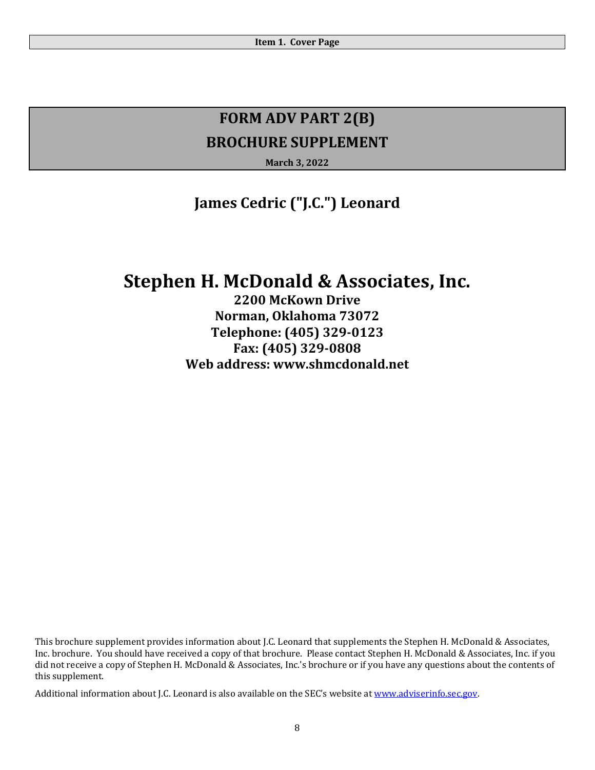**Item 1. Cover Page**

# FORM ADV PART 2(B)

## BROCHURE SUPPLEMENT

**March 3, 2022**

## James Cedric ("J.C.") Leonard

# Stephen H. McDonald & Associates, Inc.

**2200 McKown Drive**
**Norman, Oklahoma 73072**
**Telephone: (405) 329-0123**
**Fax: (405) 329-0808**
**Web address: www.shmcdonald.net**

This brochure supplement provides information about J.C. Leonard that supplements the Stephen H. McDonald & Associates, Inc. brochure. You should have received a copy of that brochure. Please contact Stephen H. McDonald & Associates, Inc. if you did not receive a copy of Stephen H. McDonald & Associates, Inc.'s brochure or if you have any questions about the contents of this supplement.

Additional information about J.C. Leonard is also available on the SEC's website at www.adviserinfo.sec.gov.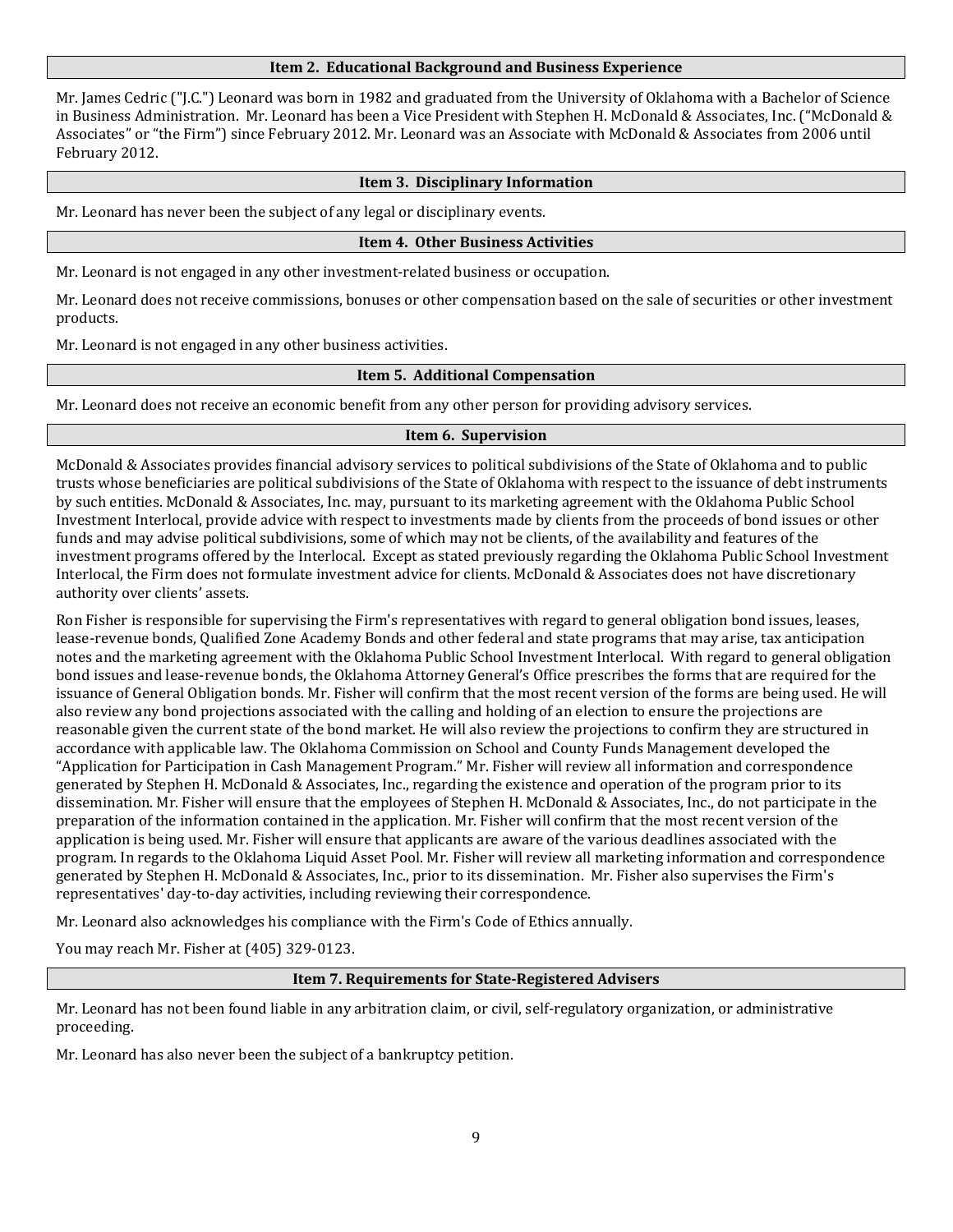## Item 2. Educational Background and Business Experience

Mr. James Cedric ("J.C.") Leonard was born in 1982 and graduated from the University of Oklahoma with a Bachelor of Science in Business Administration. Mr. Leonard has been a Vice President with Stephen H. McDonald & Associates, Inc. ("McDonald & Associates" or "the Firm") since February 2012. Mr. Leonard was an Associate with McDonald & Associates from 2006 until February 2012.

## Item 3. Disciplinary Information

Mr. Leonard has never been the subject of any legal or disciplinary events.

## Item 4. Other Business Activities

Mr. Leonard is not engaged in any other investment-related business or occupation.

Mr. Leonard does not receive commissions, bonuses or other compensation based on the sale of securities or other investment products.

Mr. Leonard is not engaged in any other business activities.

## Item 5. Additional Compensation

Mr. Leonard does not receive an economic benefit from any other person for providing advisory services.

## Item 6. Supervision

McDonald & Associates provides financial advisory services to political subdivisions of the State of Oklahoma and to public trusts whose beneficiaries are political subdivisions of the State of Oklahoma with respect to the issuance of debt instruments by such entities. McDonald & Associates, Inc. may, pursuant to its marketing agreement with the Oklahoma Public School Investment Interlocal, provide advice with respect to investments made by clients from the proceeds of bond issues or other funds and may advise political subdivisions, some of which may not be clients, of the availability and features of the investment programs offered by the Interlocal. Except as stated previously regarding the Oklahoma Public School Investment Interlocal, the Firm does not formulate investment advice for clients. McDonald & Associates does not have discretionary authority over clients' assets.

Ron Fisher is responsible for supervising the Firm's representatives with regard to general obligation bond issues, leases, lease-revenue bonds, Qualified Zone Academy Bonds and other federal and state programs that may arise, tax anticipation notes and the marketing agreement with the Oklahoma Public School Investment Interlocal. With regard to general obligation bond issues and lease-revenue bonds, the Oklahoma Attorney General's Office prescribes the forms that are required for the issuance of General Obligation bonds. Mr. Fisher will confirm that the most recent version of the forms are being used. He will also review any bond projections associated with the calling and holding of an election to ensure the projections are reasonable given the current state of the bond market. He will also review the projections to confirm they are structured in accordance with applicable law. The Oklahoma Commission on School and County Funds Management developed the "Application for Participation in Cash Management Program." Mr. Fisher will review all information and correspondence generated by Stephen H. McDonald & Associates, Inc., regarding the existence and operation of the program prior to its dissemination. Mr. Fisher will ensure that the employees of Stephen H. McDonald & Associates, Inc., do not participate in the preparation of the information contained in the application. Mr. Fisher will confirm that the most recent version of the application is being used. Mr. Fisher will ensure that applicants are aware of the various deadlines associated with the program. In regards to the Oklahoma Liquid Asset Pool. Mr. Fisher will review all marketing information and correspondence generated by Stephen H. McDonald & Associates, Inc., prior to its dissemination. Mr. Fisher also supervises the Firm's representatives' day-to-day activities, including reviewing their correspondence.

Mr. Leonard also acknowledges his compliance with the Firm's Code of Ethics annually.

You may reach Mr. Fisher at (405) 329-0123.

## Item 7. Requirements for State-Registered Advisers

Mr. Leonard has not been found liable in any arbitration claim, or civil, self-regulatory organization, or administrative proceeding.

Mr. Leonard has also never been the subject of a bankruptcy petition.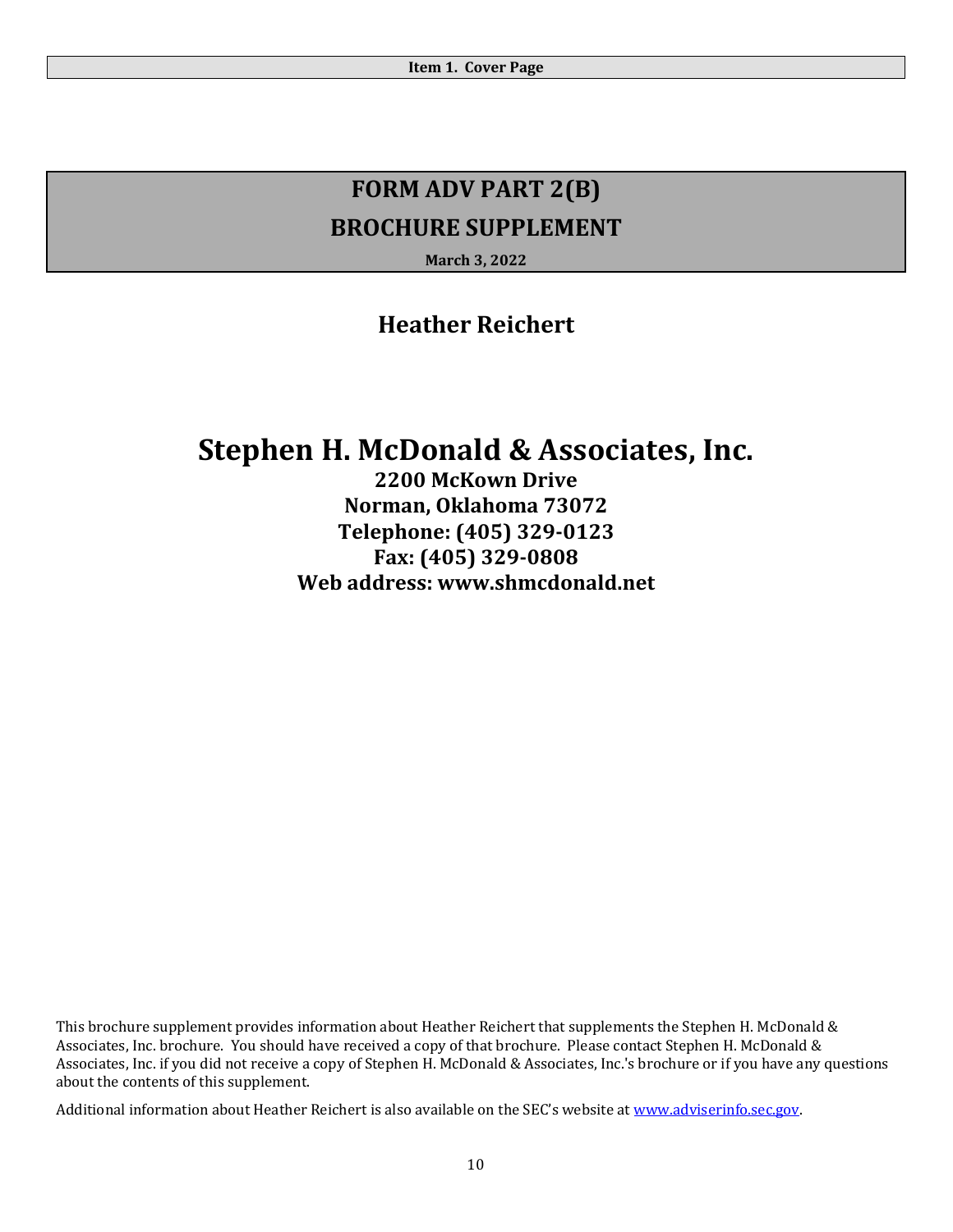**Item 1. Cover Page**

# FORM ADV PART 2(B)

# BROCHURE SUPPLEMENT

**March 3, 2022**

## Heather Reichert

# Stephen H. McDonald & Associates, Inc.

**2200 McKown Drive**
**Norman, Oklahoma 73072**
**Telephone: (405) 329-0123**
**Fax: (405) 329-0808**
**Web address: www.shmcdonald.net**

This brochure supplement provides information about Heather Reichert that supplements the Stephen H. McDonald & Associates, Inc. brochure. You should have received a copy of that brochure. Please contact Stephen H. McDonald & Associates, Inc. if you did not receive a copy of Stephen H. McDonald & Associates, Inc.'s brochure or if you have any questions about the contents of this supplement.

Additional information about Heather Reichert is also available on the SEC's website at www.adviserinfo.sec.gov.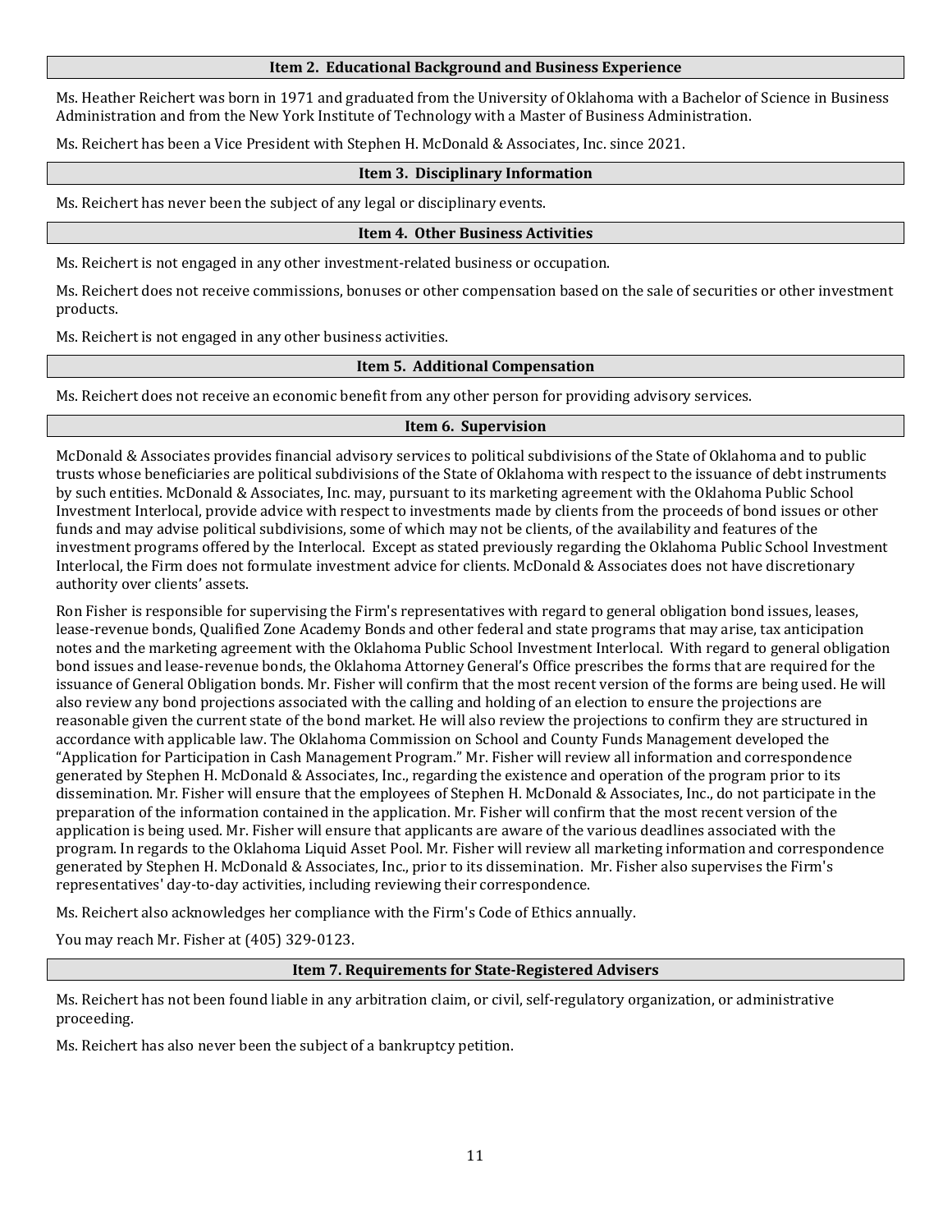## Item 2. Educational Background and Business Experience

Ms. Heather Reichert was born in 1971 and graduated from the University of Oklahoma with a Bachelor of Science in Business Administration and from the New York Institute of Technology with a Master of Business Administration.

Ms. Reichert has been a Vice President with Stephen H. McDonald & Associates, Inc. since 2021.

## Item 3. Disciplinary Information

Ms. Reichert has never been the subject of any legal or disciplinary events.

## Item 4. Other Business Activities

Ms. Reichert is not engaged in any other investment-related business or occupation.

Ms. Reichert does not receive commissions, bonuses or other compensation based on the sale of securities or other investment products.

Ms. Reichert is not engaged in any other business activities.

## Item 5. Additional Compensation

Ms. Reichert does not receive an economic benefit from any other person for providing advisory services.

## Item 6. Supervision

McDonald & Associates provides financial advisory services to political subdivisions of the State of Oklahoma and to public trusts whose beneficiaries are political subdivisions of the State of Oklahoma with respect to the issuance of debt instruments by such entities. McDonald & Associates, Inc. may, pursuant to its marketing agreement with the Oklahoma Public School Investment Interlocal, provide advice with respect to investments made by clients from the proceeds of bond issues or other funds and may advise political subdivisions, some of which may not be clients, of the availability and features of the investment programs offered by the Interlocal. Except as stated previously regarding the Oklahoma Public School Investment Interlocal, the Firm does not formulate investment advice for clients. McDonald & Associates does not have discretionary authority over clients' assets.

Ron Fisher is responsible for supervising the Firm's representatives with regard to general obligation bond issues, leases, lease-revenue bonds, Qualified Zone Academy Bonds and other federal and state programs that may arise, tax anticipation notes and the marketing agreement with the Oklahoma Public School Investment Interlocal. With regard to general obligation bond issues and lease-revenue bonds, the Oklahoma Attorney General's Office prescribes the forms that are required for the issuance of General Obligation bonds. Mr. Fisher will confirm that the most recent version of the forms are being used. He will also review any bond projections associated with the calling and holding of an election to ensure the projections are reasonable given the current state of the bond market. He will also review the projections to confirm they are structured in accordance with applicable law. The Oklahoma Commission on School and County Funds Management developed the "Application for Participation in Cash Management Program." Mr. Fisher will review all information and correspondence generated by Stephen H. McDonald & Associates, Inc., regarding the existence and operation of the program prior to its dissemination. Mr. Fisher will ensure that the employees of Stephen H. McDonald & Associates, Inc., do not participate in the preparation of the information contained in the application. Mr. Fisher will confirm that the most recent version of the application is being used. Mr. Fisher will ensure that applicants are aware of the various deadlines associated with the program. In regards to the Oklahoma Liquid Asset Pool. Mr. Fisher will review all marketing information and correspondence generated by Stephen H. McDonald & Associates, Inc., prior to its dissemination. Mr. Fisher also supervises the Firm's representatives' day-to-day activities, including reviewing their correspondence.

Ms. Reichert also acknowledges her compliance with the Firm's Code of Ethics annually.

You may reach Mr. Fisher at (405) 329-0123.

## Item 7. Requirements for State-Registered Advisers

Ms. Reichert has not been found liable in any arbitration claim, or civil, self-regulatory organization, or administrative proceeding.

Ms. Reichert has also never been the subject of a bankruptcy petition.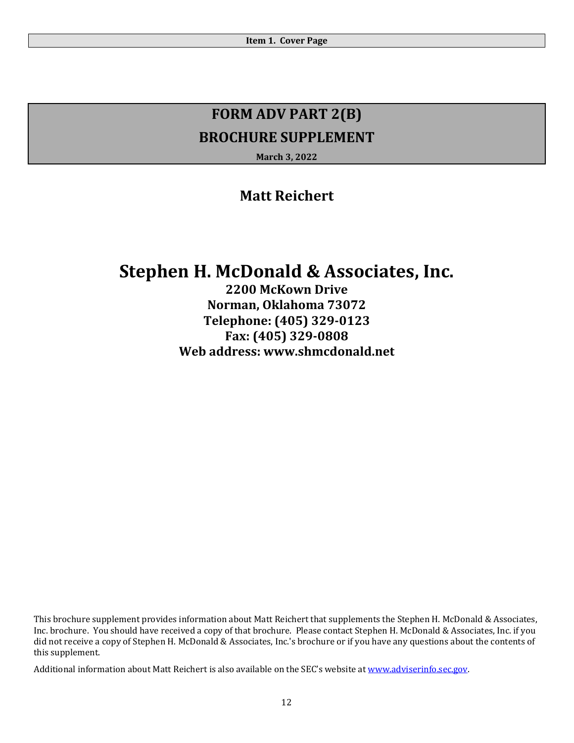**Item 1. Cover Page**

# FORM ADV PART 2(B)

# BROCHURE SUPPLEMENT

**March 3, 2022**

## Matt Reichert

# Stephen H. McDonald & Associates, Inc.

**2200 McKown Drive**
**Norman, Oklahoma 73072**
**Telephone: (405) 329-0123**
**Fax: (405) 329-0808**
**Web address: www.shmcdonald.net**

This brochure supplement provides information about Matt Reichert that supplements the Stephen H. McDonald & Associates, Inc. brochure. You should have received a copy of that brochure. Please contact Stephen H. McDonald & Associates, Inc. if you did not receive a copy of Stephen H. McDonald & Associates, Inc.'s brochure or if you have any questions about the contents of this supplement.

Additional information about Matt Reichert is also available on the SEC's website at [www.adviserinfo.sec.gov](http://www.adviserinfo.sec.gov).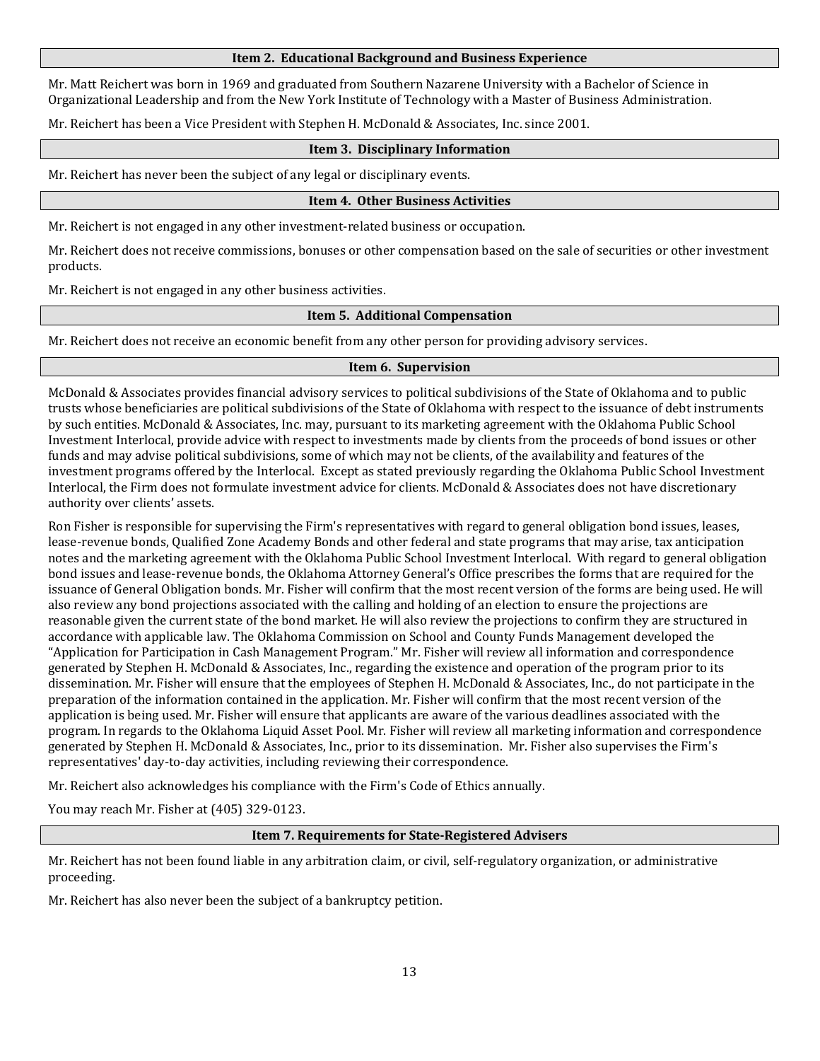## Item 2. Educational Background and Business Experience

Mr. Matt Reichert was born in 1969 and graduated from Southern Nazarene University with a Bachelor of Science in Organizational Leadership and from the New York Institute of Technology with a Master of Business Administration.

Mr. Reichert has been a Vice President with Stephen H. McDonald & Associates, Inc. since 2001.

## Item 3. Disciplinary Information

Mr. Reichert has never been the subject of any legal or disciplinary events.

## Item 4. Other Business Activities

Mr. Reichert is not engaged in any other investment-related business or occupation.

Mr. Reichert does not receive commissions, bonuses or other compensation based on the sale of securities or other investment products.

Mr. Reichert is not engaged in any other business activities.

## Item 5. Additional Compensation

Mr. Reichert does not receive an economic benefit from any other person for providing advisory services.

## Item 6. Supervision

McDonald & Associates provides financial advisory services to political subdivisions of the State of Oklahoma and to public trusts whose beneficiaries are political subdivisions of the State of Oklahoma with respect to the issuance of debt instruments by such entities. McDonald & Associates, Inc. may, pursuant to its marketing agreement with the Oklahoma Public School Investment Interlocal, provide advice with respect to investments made by clients from the proceeds of bond issues or other funds and may advise political subdivisions, some of which may not be clients, of the availability and features of the investment programs offered by the Interlocal. Except as stated previously regarding the Oklahoma Public School Investment Interlocal, the Firm does not formulate investment advice for clients. McDonald & Associates does not have discretionary authority over clients' assets.

Ron Fisher is responsible for supervising the Firm's representatives with regard to general obligation bond issues, leases, lease-revenue bonds, Qualified Zone Academy Bonds and other federal and state programs that may arise, tax anticipation notes and the marketing agreement with the Oklahoma Public School Investment Interlocal. With regard to general obligation bond issues and lease-revenue bonds, the Oklahoma Attorney General's Office prescribes the forms that are required for the issuance of General Obligation bonds. Mr. Fisher will confirm that the most recent version of the forms are being used. He will also review any bond projections associated with the calling and holding of an election to ensure the projections are reasonable given the current state of the bond market. He will also review the projections to confirm they are structured in accordance with applicable law. The Oklahoma Commission on School and County Funds Management developed the "Application for Participation in Cash Management Program." Mr. Fisher will review all information and correspondence generated by Stephen H. McDonald & Associates, Inc., regarding the existence and operation of the program prior to its dissemination. Mr. Fisher will ensure that the employees of Stephen H. McDonald & Associates, Inc., do not participate in the preparation of the information contained in the application. Mr. Fisher will confirm that the most recent version of the application is being used. Mr. Fisher will ensure that applicants are aware of the various deadlines associated with the program. In regards to the Oklahoma Liquid Asset Pool. Mr. Fisher will review all marketing information and correspondence generated by Stephen H. McDonald & Associates, Inc., prior to its dissemination. Mr. Fisher also supervises the Firm's representatives' day-to-day activities, including reviewing their correspondence.

Mr. Reichert also acknowledges his compliance with the Firm's Code of Ethics annually.

You may reach Mr. Fisher at (405) 329-0123.

## Item 7. Requirements for State-Registered Advisers

Mr. Reichert has not been found liable in any arbitration claim, or civil, self-regulatory organization, or administrative proceeding.

Mr. Reichert has also never been the subject of a bankruptcy petition.